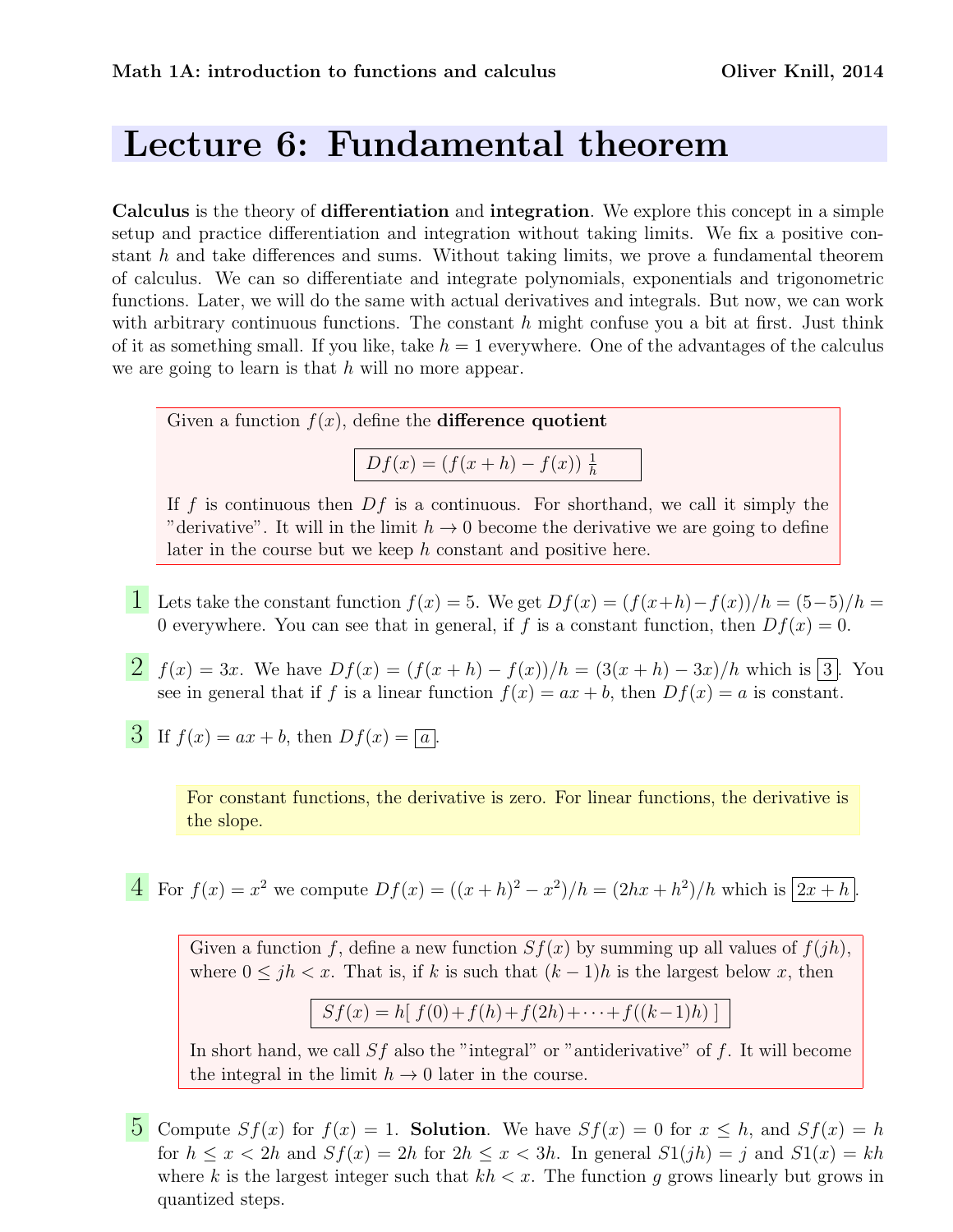Math 1A: introduction to functions and calculus — Oliver Knill, 2014

# Lecture 6: Fundamental theorem

**Calculus** is the theory of **differentiation** and **integration**. We explore this concept in a simple setup and practice differentiation and integration without taking limits. We fix a positive constant $h$ and take differences and sums. Without taking limits, we prove a fundamental theorem of calculus. We can so differentiate and integrate polynomials, exponentials and trigonometric functions. Later, we will do the same with actual derivatives and integrals. But now, we can work with arbitrary continuous functions. The constant $h$ might confuse you a bit at first. Just think of it as something small. If you like, take $h = 1$ everywhere. One of the advantages of the calculus we are going to learn is that $h$ will no more appear.

> Given a function $f(x)$, define the **difference quotient**
>
> $$\boxed{Df(x) = (f(x+h) - f(x))\,\frac{1}{h}}$$
>
> If $f$ is continuous then $Df$ is a continuous. For shorthand, we call it simply the "derivative". It will in the limit $h \to 0$ become the derivative we are going to define later in the course but we keep $h$ constant and positive here.

**1** Lets take the constant function $f(x) = 5$. We get $Df(x) = (f(x+h) - f(x))/h = (5-5)/h = 0$ everywhere. You can see that in general, if $f$ is a constant function, then $Df(x) = 0$.

**2** $f(x) = 3x$. We have $Df(x) = (f(x+h) - f(x))/h = (3(x+h) - 3x)/h$ which is $\boxed{3}$. You see in general that if $f$ is a linear function $f(x) = ax + b$, then $Df(x) = a$ is constant.

**3** If $f(x) = ax + b$, then $Df(x) = \boxed{a}$.

> For constant functions, the derivative is zero. For linear functions, the derivative is the slope.

**4** For $f(x) = x^2$ we compute $Df(x) = ((x+h)^2 - x^2)/h = (2hx + h^2)/h$ which is $\boxed{2x + h}$.

> Given a function $f$, define a new function $Sf(x)$ by summing up all values of $f(jh)$, where $0 \leq jh < x$. That is, if $k$ is such that $(k-1)h$ is the largest below $x$, then
>
> $$\boxed{Sf(x) = h[\ f(0) + f(h) + f(2h) + \cdots + f((k-1)h)\ ]}$$
>
> In short hand, we call $Sf$ also the "integral" or "antiderivative" of $f$. It will become the integral in the limit $h \to 0$ later in the course.

**5** Compute $Sf(x)$ for $f(x) = 1$. **Solution**. We have $Sf(x) = 0$ for $x \leq h$, and $Sf(x) = h$ for $h \leq x < 2h$ and $Sf(x) = 2h$ for $2h \leq x < 3h$. In general $S1(jh) = j$ and $S1(x) = kh$ where $k$ is the largest integer such that $kh < x$. The function $g$ grows linearly but grows in quantized steps.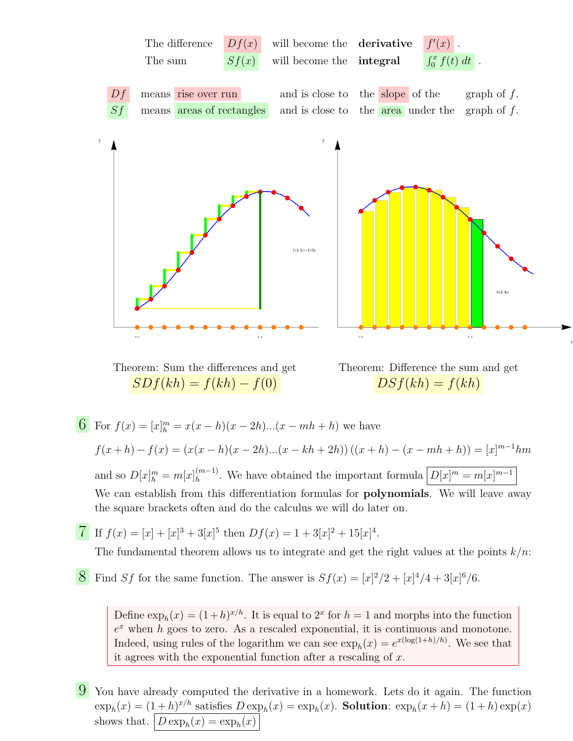The difference $Df(x)$ will become the **derivative** $f'(x)$.
The sum $Sf(x)$ will become the **integral** $\int_0^x f(t)\,dt$.

$Df$ means rise over run and is close to the slope of the graph of $f$.
$Sf$ means areas of rectangles and is close to the area under the graph of $f$.

Theorem: Sum the differences and get

$$SDf(kh) = f(kh) - f(0)$$

Theorem: Difference the sum and get

$$DSf(kh) = f(kh)$$

**6** For $f(x) = [x]_h^m = x(x-h)(x-2h)...(x-mh+h)$ we have

$$f(x+h) - f(x) = (x(x-h)(x-2h)...(x-kh+2h))\,((x+h)-(x-mh+h)) = [x]^{m-1}hm$$

and so $D[x]_h^m = m[x]_h^{(m-1)}$. We have obtained the important formula $\boxed{D[x]^m = m[x]^{m-1}}$
We can establish from this differentiation formulas for **polynomials**. We will leave away the square brackets often and do the calculus we will do later on.

**7** If $f(x) = [x] + [x]^3 + 3[x]^5$ then $Df(x) = 1 + 3[x]^2 + 15[x]^4$.
The fundamental theorem allows us to integrate and get the right values at the points $k/n$:

**8** Find $Sf$ for the same function. The answer is $Sf(x) = [x]^2/2 + [x]^4/4 + 3[x]^6/6$.

> Define $\exp_h(x) = (1+h)^{x/h}$. It is equal to $2^x$ for $h=1$ and morphs into the function $e^x$ when $h$ goes to zero. As a rescaled exponential, it is continuous and monotone. Indeed, using rules of the logarithm we can see $\exp_h(x) = e^{x(\log(1+h)/h)}$. We see that it agrees with the exponential function after a rescaling of $x$.

**9** You have already computed the derivative in a homework. Lets do it again. The function $\exp_h(x) = (1+h)^{x/h}$ satisfies $D\exp_h(x) = \exp_h(x)$. **Solution**: $\exp_h(x+h) = (1+h)\exp(x)$ shows that. $\boxed{D\exp_h(x) = \exp_h(x)}$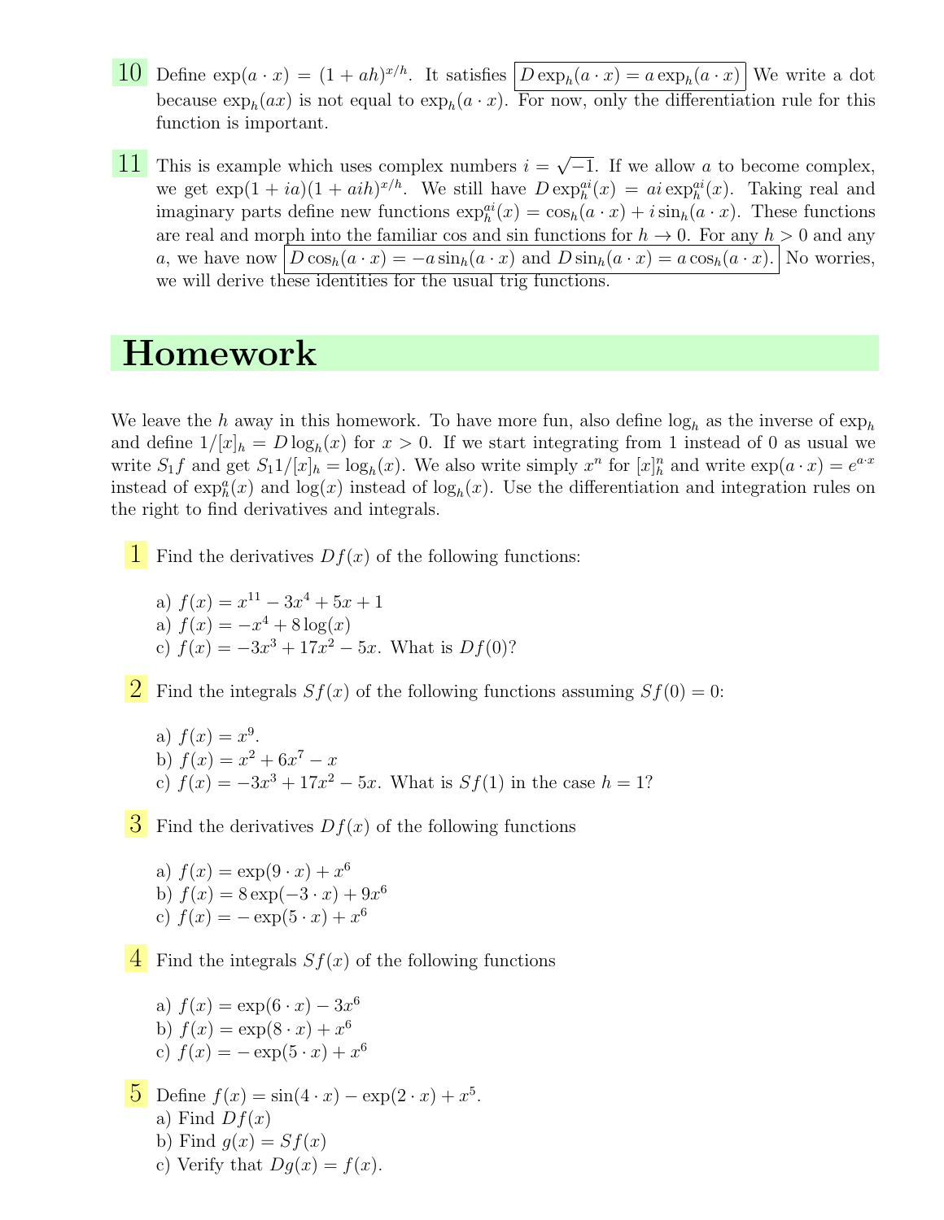**10** Define $\exp(a \cdot x) = (1 + ah)^{x/h}$. It satisfies $\boxed{D \exp_h(a \cdot x) = a \exp_h(a \cdot x)}$ We write a dot because $\exp_h(ax)$ is not equal to $\exp_h(a \cdot x)$. For now, only the differentiation rule for this function is important.

**11** This is example which uses complex numbers $i = \sqrt{-1}$. If we allow $a$ to become complex, we get $\exp(1 + ia)(1 + aih)^{x/h}$. We still have $D \exp_h^{ai}(x) = ai \exp_h^{ai}(x)$. Taking real and imaginary parts define new functions $\exp_h^{ai}(x) = \cos_h(a \cdot x) + i \sin_h(a \cdot x)$. These functions are real and morph into the familiar cos and sin functions for $h \to 0$. For any $h > 0$ and any $a$, we have now $\boxed{D \cos_h(a \cdot x) = -a \sin_h(a \cdot x) \text{ and } D \sin_h(a \cdot x) = a \cos_h(a \cdot x).}$ No worries, we will derive these identities for the usual trig functions.

# Homework

We leave the $h$ away in this homework. To have more fun, also define $\log_h$ as the inverse of $\exp_h$ and define $1/[x]_h = D \log_h(x)$ for $x > 0$. If we start integrating from 1 instead of 0 as usual we write $S_1 f$ and get $S_1 1/[x]_h = \log_h(x)$. We also write simply $x^n$ for $[x]_h^n$ and write $\exp(a \cdot x) = e^{a \cdot x}$ instead of $\exp_h^a(x)$ and $\log(x)$ instead of $\log_h(x)$. Use the differentiation and integration rules on the right to find derivatives and integrals.

**1** Find the derivatives $Df(x)$ of the following functions:

a) $f(x) = x^{11} - 3x^4 + 5x + 1$
a) $f(x) = -x^4 + 8\log(x)$
c) $f(x) = -3x^3 + 17x^2 - 5x$. What is $Df(0)$?

**2** Find the integrals $Sf(x)$ of the following functions assuming $Sf(0) = 0$:

a) $f(x) = x^9$.
b) $f(x) = x^2 + 6x^7 - x$
c) $f(x) = -3x^3 + 17x^2 - 5x$. What is $Sf(1)$ in the case $h = 1$?

**3** Find the derivatives $Df(x)$ of the following functions

a) $f(x) = \exp(9 \cdot x) + x^6$
b) $f(x) = 8\exp(-3 \cdot x) + 9x^6$
c) $f(x) = -\exp(5 \cdot x) + x^6$

**4** Find the integrals $Sf(x)$ of the following functions

a) $f(x) = \exp(6 \cdot x) - 3x^6$
b) $f(x) = \exp(8 \cdot x) + x^6$
c) $f(x) = -\exp(5 \cdot x) + x^6$

**5** Define $f(x) = \sin(4 \cdot x) - \exp(2 \cdot x) + x^5$.
a) Find $Df(x)$
b) Find $g(x) = Sf(x)$
c) Verify that $Dg(x) = f(x)$.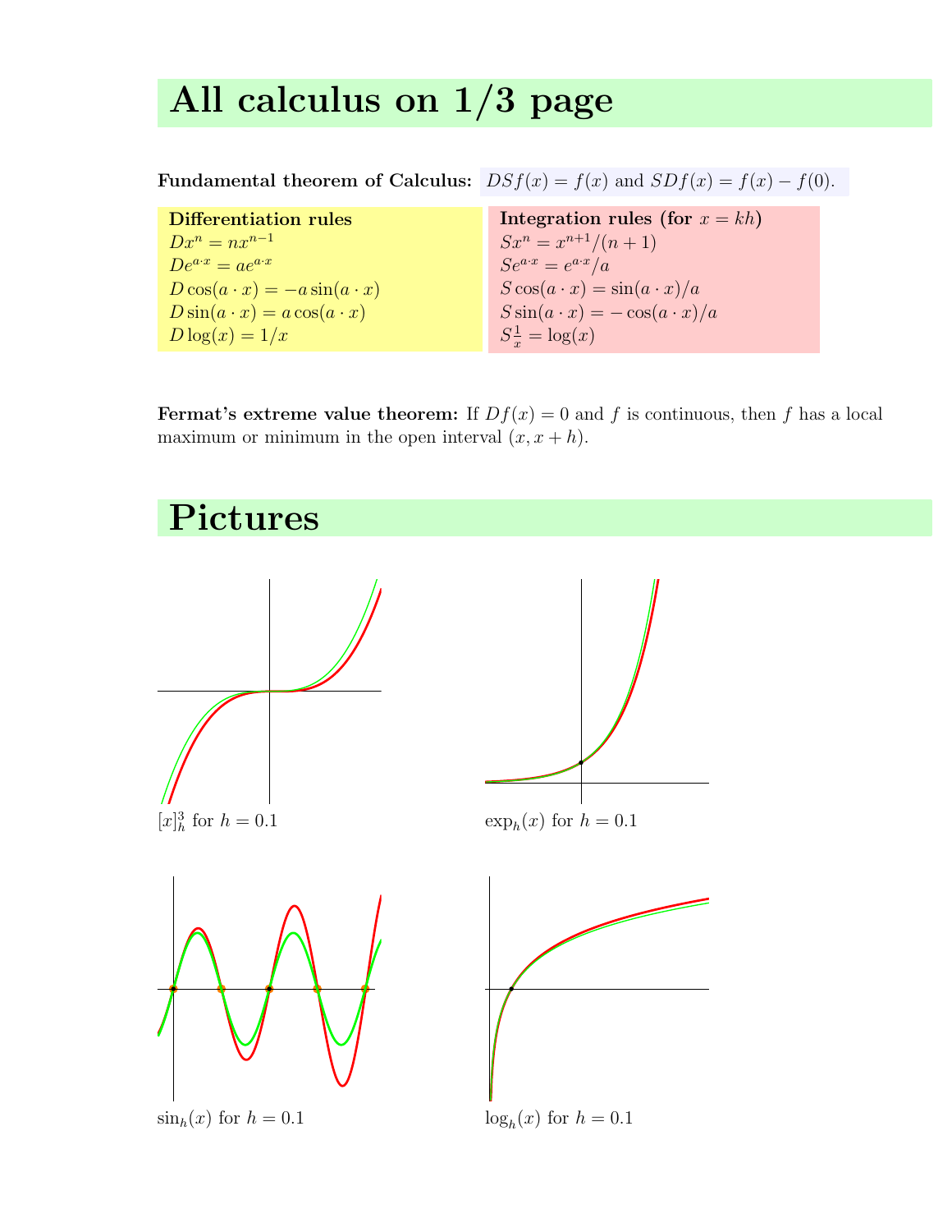# All calculus on 1/3 page

**Fundamental theorem of Calculus:** $DSf(x) = f(x)$ and $SDf(x) = f(x) - f(0)$.

**Differentiation rules**

$Dx^n = nx^{n-1}$

$De^{a \cdot x} = ae^{a \cdot x}$

$D\cos(a \cdot x) = -a\sin(a \cdot x)$

$D\sin(a \cdot x) = a\cos(a \cdot x)$

$D\log(x) = 1/x$

**Integration rules (for $x = kh$)**

$Sx^n = x^{n+1}/(n+1)$

$Se^{a \cdot x} = e^{a \cdot x}/a$

$S\cos(a \cdot x) = \sin(a \cdot x)/a$

$S\sin(a \cdot x) = -\cos(a \cdot x)/a$

$S\frac{1}{x} = \log(x)$

**Fermat's extreme value theorem:** If $Df(x) = 0$ and $f$ is continuous, then $f$ has a local maximum or minimum in the open interval $(x, x+h)$.

# Pictures

$[x]^3_h$ for $h = 0.1$

$\exp_h(x)$ for $h = 0.1$

$\sin_h(x)$ for $h = 0.1$

$\log_h(x)$ for $h = 0.1$